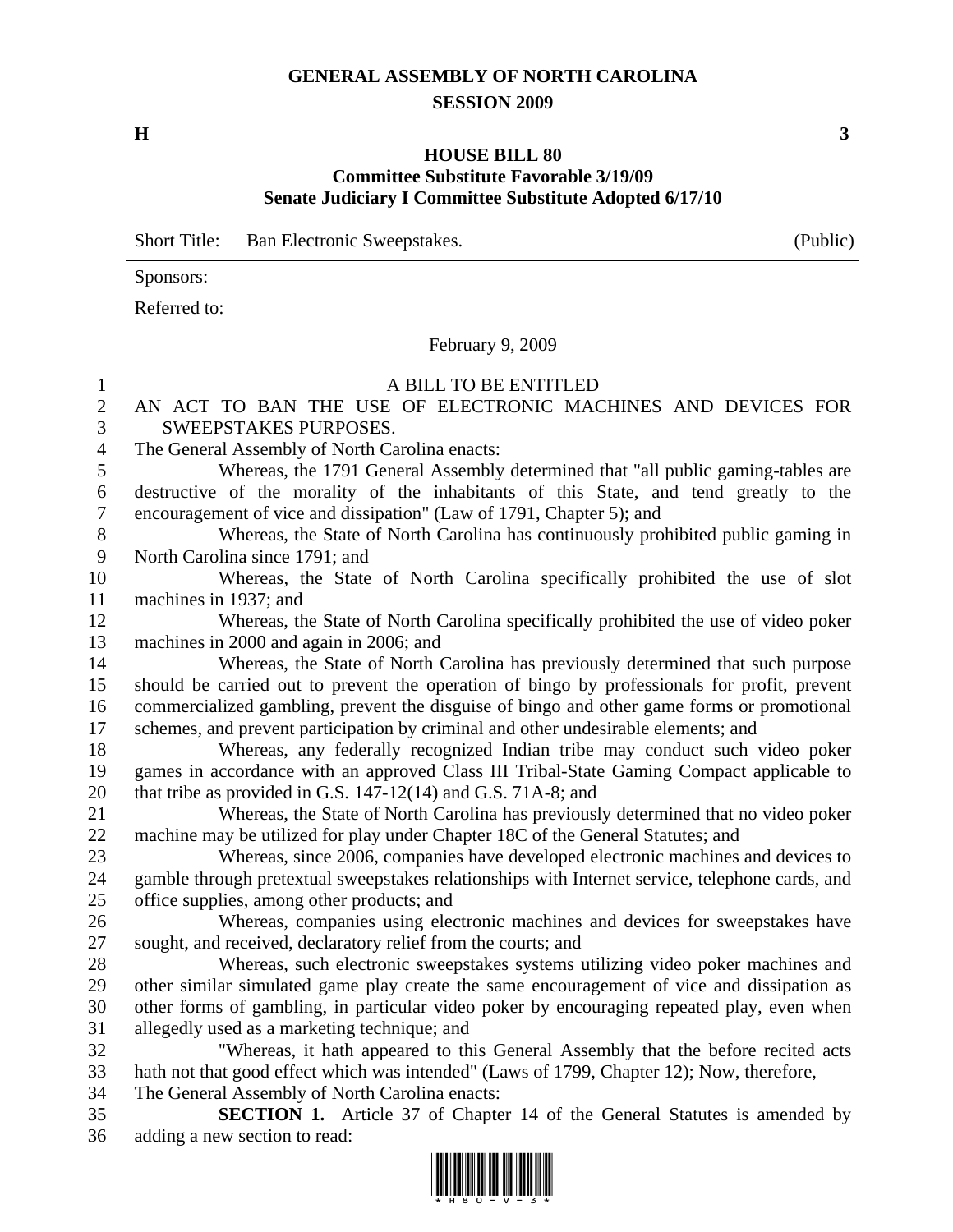# GENERAL ASSEMBLY OF NORTH CAROLINA
## SESSION 2009

**H** **3**

### HOUSE BILL 80
### Committee Substitute Favorable 3/19/09
### Senate Judiciary I Committee Substitute Adopted 6/17/10

| Short Title: | Ban Electronic Sweepstakes. | (Public) |
|---|---|---|
| Sponsors: | | |
| Referred to: | | |

February 9, 2009

A BILL TO BE ENTITLED

AN ACT TO BAN THE USE OF ELECTRONIC MACHINES AND DEVICES FOR SWEEPSTAKES PURPOSES.

The General Assembly of North Carolina enacts:

Whereas, the 1791 General Assembly determined that "all public gaming-tables are destructive of the morality of the inhabitants of this State, and tend greatly to the encouragement of vice and dissipation" (Law of 1791, Chapter 5); and

Whereas, the State of North Carolina has continuously prohibited public gaming in North Carolina since 1791; and

Whereas, the State of North Carolina specifically prohibited the use of slot machines in 1937; and

Whereas, the State of North Carolina specifically prohibited the use of video poker machines in 2000 and again in 2006; and

Whereas, the State of North Carolina has previously determined that such purpose should be carried out to prevent the operation of bingo by professionals for profit, prevent commercialized gambling, prevent the disguise of bingo and other game forms or promotional schemes, and prevent participation by criminal and other undesirable elements; and

Whereas, any federally recognized Indian tribe may conduct such video poker games in accordance with an approved Class III Tribal-State Gaming Compact applicable to that tribe as provided in G.S. 147-12(14) and G.S. 71A-8; and

Whereas, the State of North Carolina has previously determined that no video poker machine may be utilized for play under Chapter 18C of the General Statutes; and

Whereas, since 2006, companies have developed electronic machines and devices to gamble through pretextual sweepstakes relationships with Internet service, telephone cards, and office supplies, among other products; and

Whereas, companies using electronic machines and devices for sweepstakes have sought, and received, declaratory relief from the courts; and

Whereas, such electronic sweepstakes systems utilizing video poker machines and other similar simulated game play create the same encouragement of vice and dissipation as other forms of gambling, in particular video poker by encouraging repeated play, even when allegedly used as a marketing technique; and

"Whereas, it hath appeared to this General Assembly that the before recited acts hath not that good effect which was intended" (Laws of 1799, Chapter 12); Now, therefore,

The General Assembly of North Carolina enacts:

**SECTION 1.** Article 37 of Chapter 14 of the General Statutes is amended by adding a new section to read: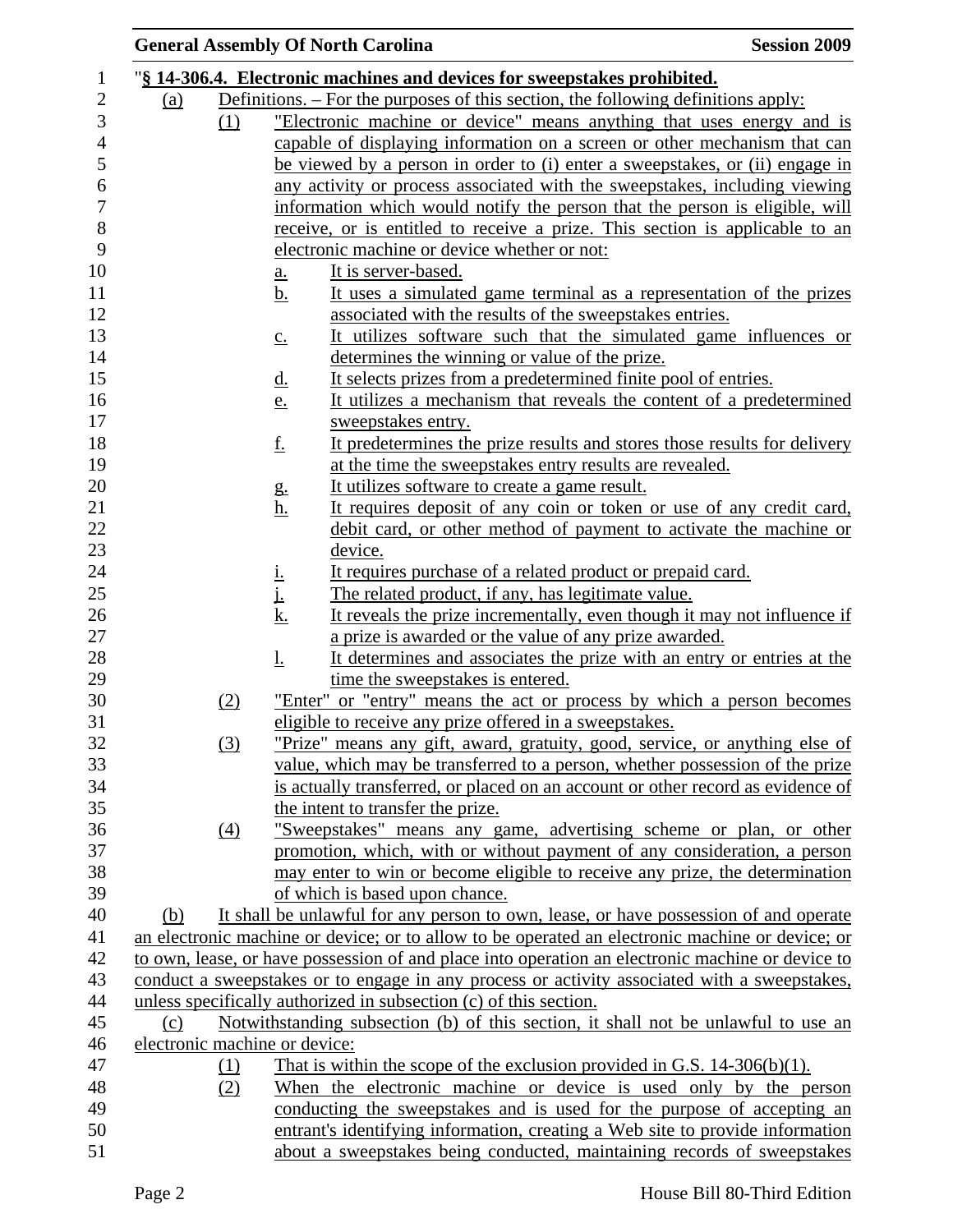"**§ 14-306.4. Electronic machines and devices for sweepstakes prohibited.**

(a) Definitions. – For the purposes of this section, the following definitions apply:

(1) "Electronic machine or device" means anything that uses energy and is capable of displaying information on a screen or other mechanism that can be viewed by a person in order to (i) enter a sweepstakes, or (ii) engage in any activity or process associated with the sweepstakes, including viewing information which would notify the person that the person is eligible, will receive, or is entitled to receive a prize. This section is applicable to an electronic machine or device whether or not:

a. It is server-based.

b. It uses a simulated game terminal as a representation of the prizes associated with the results of the sweepstakes entries.

c. It utilizes software such that the simulated game influences or determines the winning or value of the prize.

d. It selects prizes from a predetermined finite pool of entries.

e. It utilizes a mechanism that reveals the content of a predetermined sweepstakes entry.

f. It predetermines the prize results and stores those results for delivery at the time the sweepstakes entry results are revealed.

g. It utilizes software to create a game result.

h. It requires deposit of any coin or token or use of any credit card, debit card, or other method of payment to activate the machine or device.

i. It requires purchase of a related product or prepaid card.

j. The related product, if any, has legitimate value.

k. It reveals the prize incrementally, even though it may not influence if a prize is awarded or the value of any prize awarded.

l. It determines and associates the prize with an entry or entries at the time the sweepstakes is entered.

(2) "Enter" or "entry" means the act or process by which a person becomes eligible to receive any prize offered in a sweepstakes.

(3) "Prize" means any gift, award, gratuity, good, service, or anything else of value, which may be transferred to a person, whether possession of the prize is actually transferred, or placed on an account or other record as evidence of the intent to transfer the prize.

(4) "Sweepstakes" means any game, advertising scheme or plan, or other promotion, which, with or without payment of any consideration, a person may enter to win or become eligible to receive any prize, the determination of which is based upon chance.

(b) It shall be unlawful for any person to own, lease, or have possession of and operate an electronic machine or device; or to allow to be operated an electronic machine or device; or to own, lease, or have possession of and place into operation an electronic machine or device to conduct a sweepstakes or to engage in any process or activity associated with a sweepstakes, unless specifically authorized in subsection (c) of this section.

(c) Notwithstanding subsection (b) of this section, it shall not be unlawful to use an electronic machine or device:

(1) That is within the scope of the exclusion provided in G.S. 14-306(b)(1).

(2) When the electronic machine or device is used only by the person conducting the sweepstakes and is used for the purpose of accepting an entrant's identifying information, creating a Web site to provide information about a sweepstakes being conducted, maintaining records of sweepstakes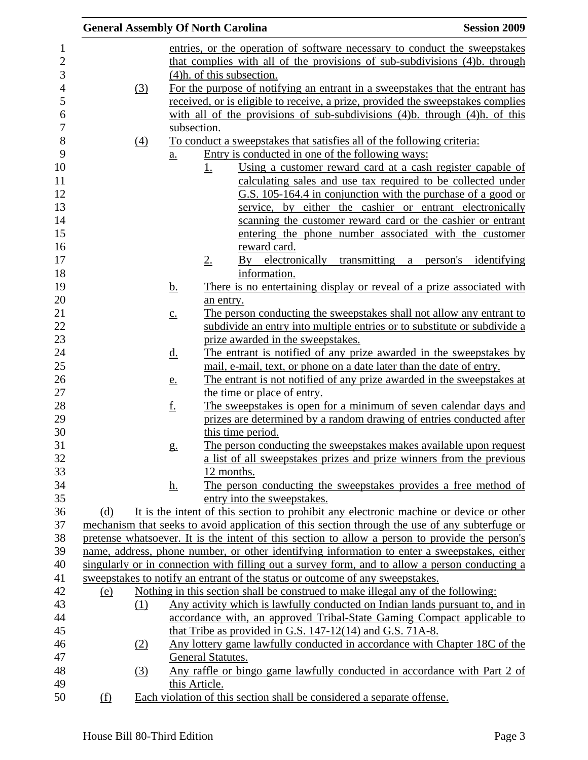entries, or the operation of software necessary to conduct the sweepstakes that complies with all of the provisions of sub-subdivisions (4)b. through (4)h. of this subsection.

(3) For the purpose of notifying an entrant in a sweepstakes that the entrant has received, or is eligible to receive, a prize, provided the sweepstakes complies with all of the provisions of sub-subdivisions (4)b. through (4)h. of this subsection.

(4) To conduct a sweepstakes that satisfies all of the following criteria:

a. Entry is conducted in one of the following ways:

1. Using a customer reward card at a cash register capable of calculating sales and use tax required to be collected under G.S. 105-164.4 in conjunction with the purchase of a good or service, by either the cashier or entrant electronically scanning the customer reward card or the cashier or entrant entering the phone number associated with the customer reward card.

2. By electronically transmitting a person's identifying information.

b. There is no entertaining display or reveal of a prize associated with an entry.

c. The person conducting the sweepstakes shall not allow any entrant to subdivide an entry into multiple entries or to substitute or subdivide a prize awarded in the sweepstakes.

d. The entrant is notified of any prize awarded in the sweepstakes by mail, e-mail, text, or phone on a date later than the date of entry.

e. The entrant is not notified of any prize awarded in the sweepstakes at the time or place of entry.

f. The sweepstakes is open for a minimum of seven calendar days and prizes are determined by a random drawing of entries conducted after this time period.

g. The person conducting the sweepstakes makes available upon request a list of all sweepstakes prizes and prize winners from the previous 12 months.

h. The person conducting the sweepstakes provides a free method of entry into the sweepstakes.

(d) It is the intent of this section to prohibit any electronic machine or device or other mechanism that seeks to avoid application of this section through the use of any subterfuge or pretense whatsoever. It is the intent of this section to allow a person to provide the person's name, address, phone number, or other identifying information to enter a sweepstakes, either singularly or in connection with filling out a survey form, and to allow a person conducting a sweepstakes to notify an entrant of the status or outcome of any sweepstakes.

(e) Nothing in this section shall be construed to make illegal any of the following:

(1) Any activity which is lawfully conducted on Indian lands pursuant to, and in accordance with, an approved Tribal-State Gaming Compact applicable to that Tribe as provided in G.S. 147-12(14) and G.S. 71A-8.

(2) Any lottery game lawfully conducted in accordance with Chapter 18C of the General Statutes.

(3) Any raffle or bingo game lawfully conducted in accordance with Part 2 of this Article.

(f) Each violation of this section shall be considered a separate offense.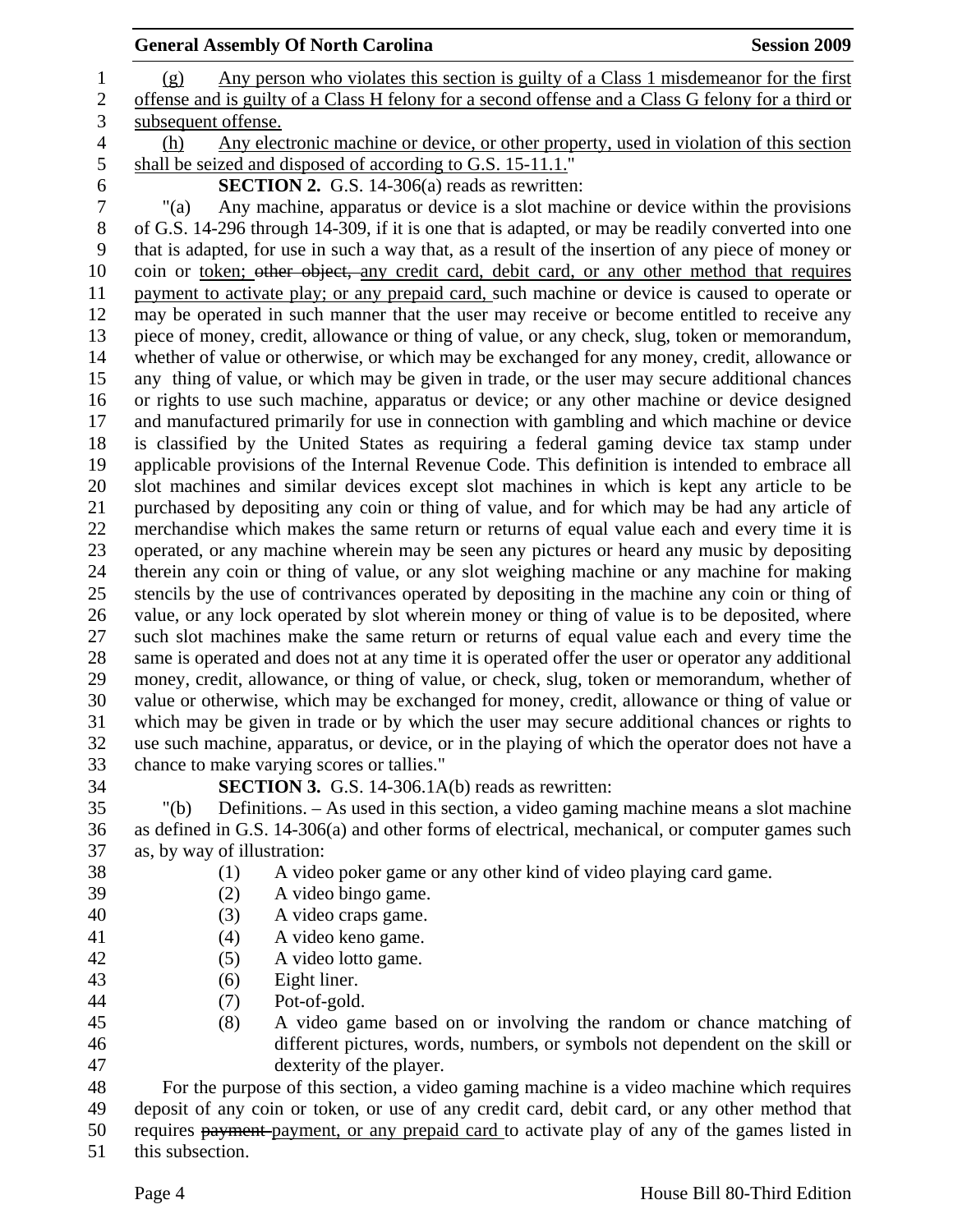(g) Any person who violates this section is guilty of a Class 1 misdemeanor for the first offense and is guilty of a Class H felony for a second offense and a Class G felony for a third or subsequent offense.

(h) Any electronic machine or device, or other property, used in violation of this section shall be seized and disposed of according to G.S. 15-11.1."

**SECTION 2.** G.S. 14-306(a) reads as rewritten:

"(a) Any machine, apparatus or device is a slot machine or device within the provisions of G.S. 14-296 through 14-309, if it is one that is adapted, or may be readily converted into one that is adapted, for use in such a way that, as a result of the insertion of any piece of money or coin or token; ~~other object,~~ any credit card, debit card, or any other method that requires payment to activate play; or any prepaid card, such machine or device is caused to operate or may be operated in such manner that the user may receive or become entitled to receive any piece of money, credit, allowance or thing of value, or any check, slug, token or memorandum, whether of value or otherwise, or which may be exchanged for any money, credit, allowance or any thing of value, or which may be given in trade, or the user may secure additional chances or rights to use such machine, apparatus or device; or any other machine or device designed and manufactured primarily for use in connection with gambling and which machine or device is classified by the United States as requiring a federal gaming device tax stamp under applicable provisions of the Internal Revenue Code. This definition is intended to embrace all slot machines and similar devices except slot machines in which is kept any article to be purchased by depositing any coin or thing of value, and for which may be had any article of merchandise which makes the same return or returns of equal value each and every time it is operated, or any machine wherein may be seen any pictures or heard any music by depositing therein any coin or thing of value, or any slot weighing machine or any machine for making stencils by the use of contrivances operated by depositing in the machine any coin or thing of value, or any lock operated by slot wherein money or thing of value is to be deposited, where such slot machines make the same return or returns of equal value each and every time the same is operated and does not at any time it is operated offer the user or operator any additional money, credit, allowance, or thing of value, or check, slug, token or memorandum, whether of value or otherwise, which may be exchanged for money, credit, allowance or thing of value or which may be given in trade or by which the user may secure additional chances or rights to use such machine, apparatus, or device, or in the playing of which the operator does not have a chance to make varying scores or tallies."

**SECTION 3.** G.S. 14-306.1A(b) reads as rewritten:

"(b) Definitions. – As used in this section, a video gaming machine means a slot machine as defined in G.S. 14-306(a) and other forms of electrical, mechanical, or computer games such as, by way of illustration:

(1) A video poker game or any other kind of video playing card game.
(2) A video bingo game.
(3) A video craps game.
(4) A video keno game.
(5) A video lotto game.
(6) Eight liner.
(7) Pot-of-gold.
(8) A video game based on or involving the random or chance matching of different pictures, words, numbers, or symbols not dependent on the skill or dexterity of the player.

For the purpose of this section, a video gaming machine is a video machine which requires deposit of any coin or token, or use of any credit card, debit card, or any other method that requires ~~payment~~ payment, or any prepaid card to activate play of any of the games listed in this subsection.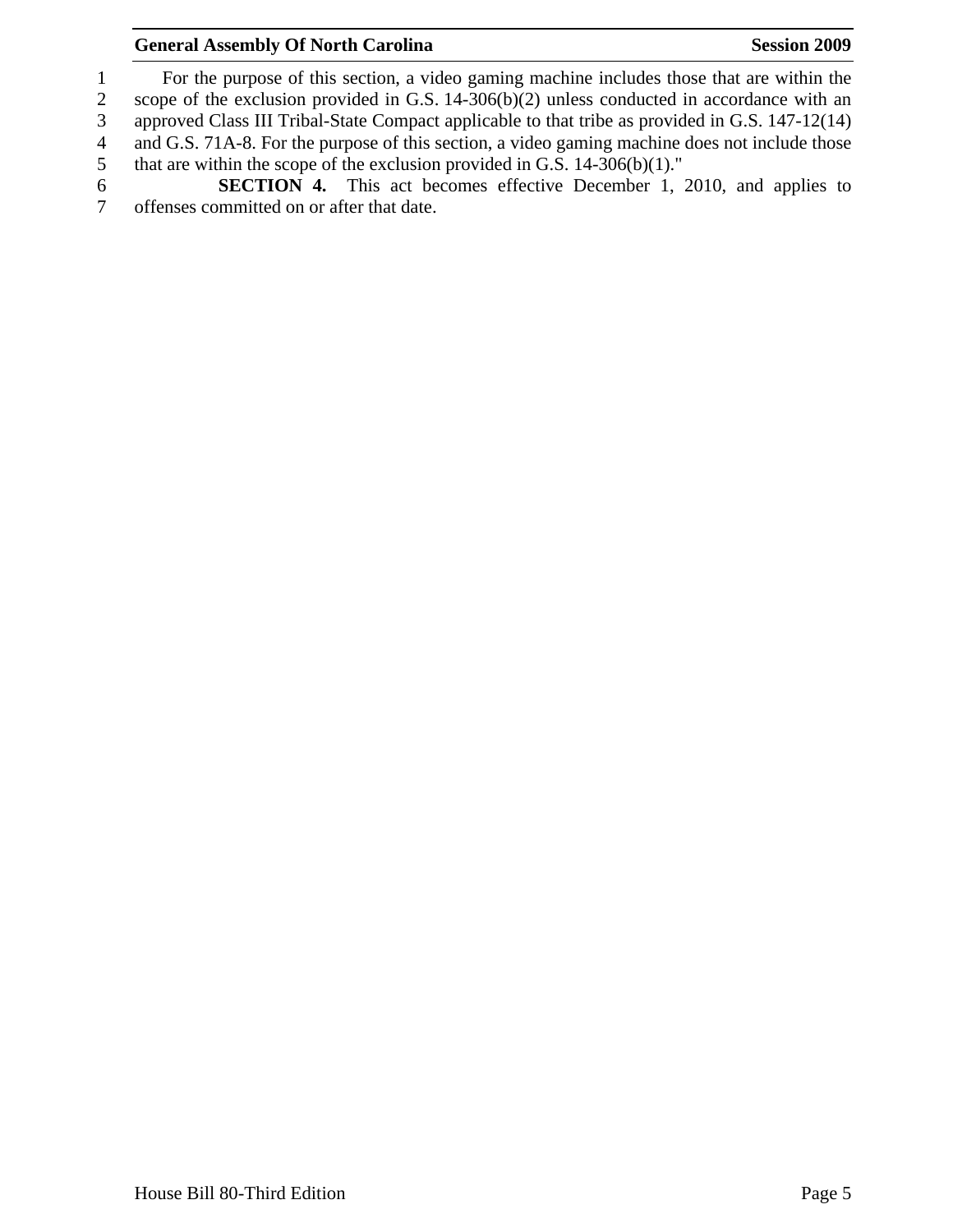For the purpose of this section, a video gaming machine includes those that are within the scope of the exclusion provided in G.S. 14-306(b)(2) unless conducted in accordance with an approved Class III Tribal-State Compact applicable to that tribe as provided in G.S. 147-12(14) and G.S. 71A-8. For the purpose of this section, a video gaming machine does not include those that are within the scope of the exclusion provided in G.S. 14-306(b)(1)."

**SECTION 4.** This act becomes effective December 1, 2010, and applies to offenses committed on or after that date.